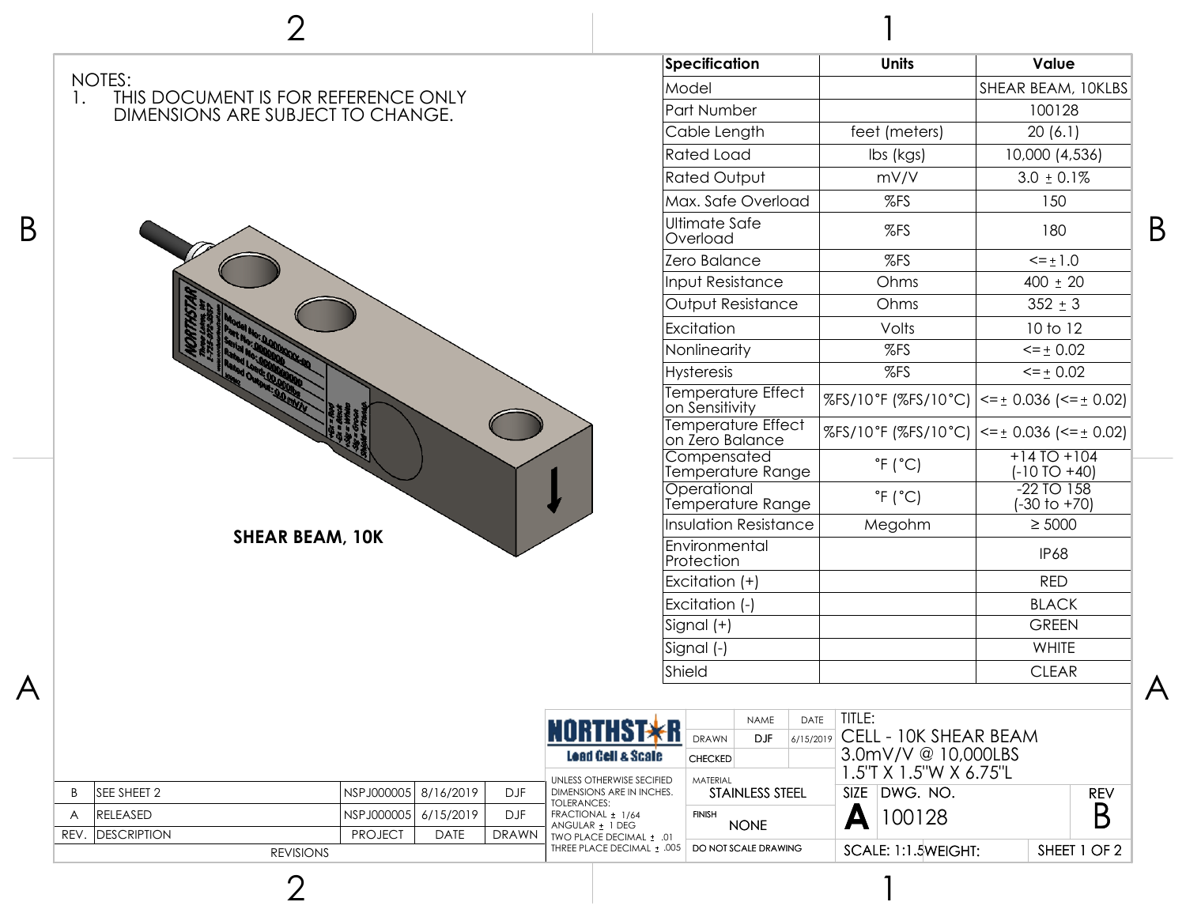NOTES:

1. THIS DOCUMENT IS FOR REFERENCE ONLY DIMENSIONS ARE SUBJECT TO CHANGE.

**SHEAR BEAM, 10K**

| Specification | Units | Value |
|---|---|---|
| Model | | SHEAR BEAM, 10KLBS |
| Part Number | | 100128 |
| Cable Length | feet (meters) | 20 (6.1) |
| Rated Load | lbs (kgs) | 10,000 (4,536) |
| Rated Output | mV/V | 3.0 ± 0.1% |
| Max. Safe Overload | %FS | 150 |
| Ultimate Safe Overload | %FS | 180 |
| Zero Balance | %FS | <= ± 1.0 |
| Input Resistance | Ohms | 400 ± 20 |
| Output Resistance | Ohms | 352 ± 3 |
| Excitation | Volts | 10 to 12 |
| Nonlinearity | %FS | <= ± 0.02 |
| Hysteresis | %FS | <= ± 0.02 |
| Temperature Effect on Sensitivity | %FS/10°F (%FS/10°C) | <= ± 0.036 (<= ± 0.02) |
| Temperature Effect on Zero Balance | %FS/10°F (%FS/10°C) | <= ± 0.036 (<= ± 0.02) |
| Compensated Temperature Range | °F (°C) | +14 TO +104 (-10 TO +40) |
| Operational Temperature Range | °F (°C) | -22 TO 158 (-30 to +70) |
| Insulation Resistance | Megohm | ≥ 5000 |
| Environmental Protection | | IP68 |
| Excitation (+) | | RED |
| Excitation (-) | | BLACK |
| Signal (+) | | GREEN |
| Signal (-) | | WHITE |
| Shield | | CLEAR |

**REVISIONS**

| REV. | DESCRIPTION | PROJECT | DATE | DRAWN |
|---|---|---|---|---|
| B | SEE SHEET 2 | NSPJ000005 | 8/16/2019 | DJF |
| A | RELEASED | NSPJ000005 | 6/15/2019 | DJF |

NORTHSTAR Load Cell & Scale

| | NAME | DATE |
|---|---|---|
| DRAWN | DJF | 6/15/2019 |
| CHECKED | | |

UNLESS OTHERWISE SECIFIED DIMENSIONS ARE IN INCHES.
TOLERANCES:
FRACTIONAL ± 1/64
ANGULAR ± 1 DEG
TWO PLACE DECIMAL ± .01
THREE PLACE DECIMAL ± .005

MATERIAL: STAINLESS STEEL

FINISH: NONE

DO NOT SCALE DRAWING

TITLE: CELL - 10K SHEAR BEAM 3.0mV/V @ 10,000LBS 1.5"T X 1.5"W X 6.75"L

SIZE: A | DWG. NO.: 100128 | REV: B

SCALE: 1:1.5 | WEIGHT: | SHEET 1 OF 2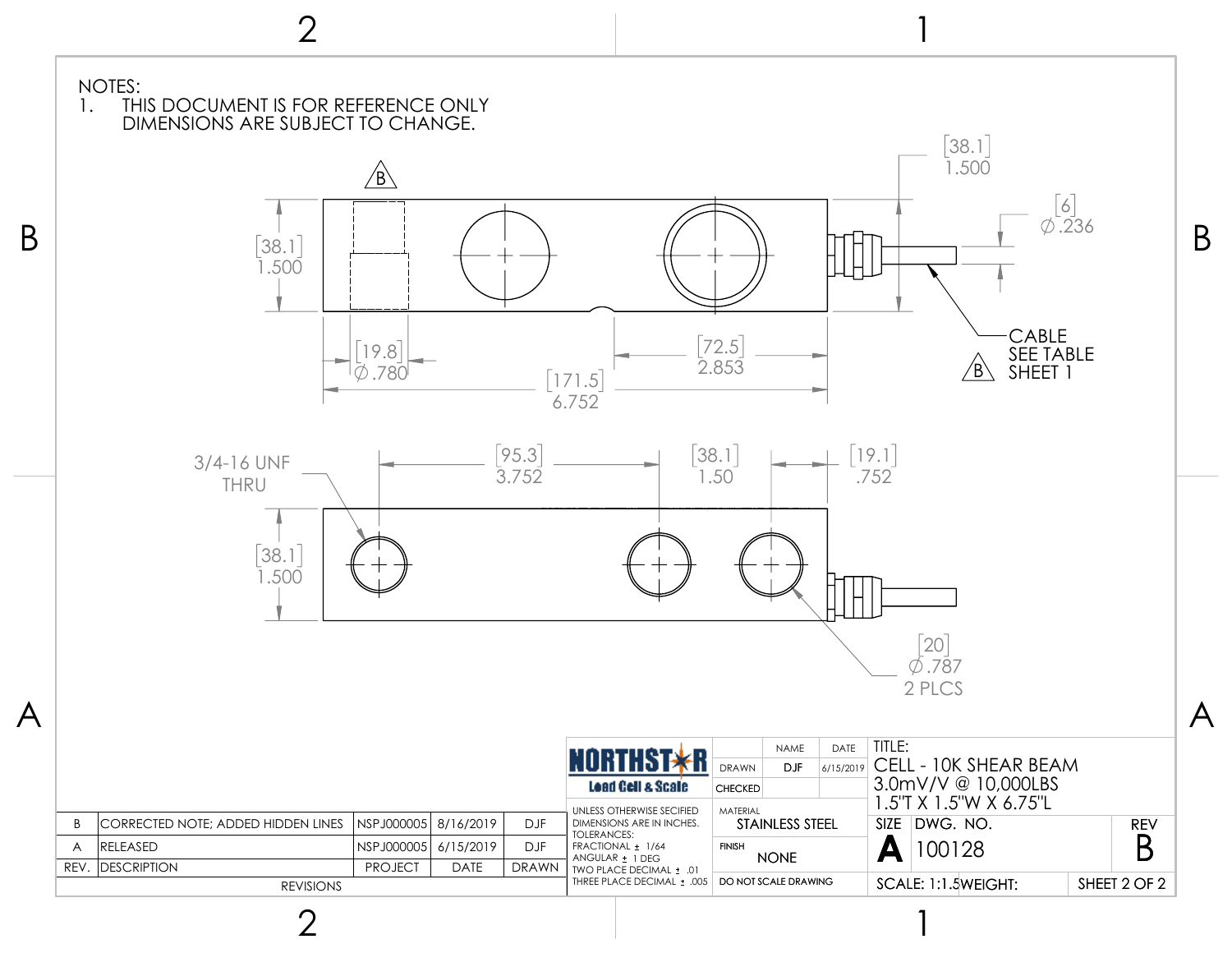NOTES:
1. THIS DOCUMENT IS FOR REFERENCE ONLY DIMENSIONS ARE SUBJECT TO CHANGE.

B

[38.1] 1.500

[38.1] 1.500

[6] ∅.236

CABLE SEE TABLE SHEET 1 (B)

[19.8] ∅.780

[72.5] 2.853

[171.5] 6.752

3/4-16 UNF THRU

[95.3] 3.752

[38.1] 1.50

[19.1] .752

[38.1] 1.500

[20] ∅.787 2 PLCS

| REV. | DESCRIPTION | PROJECT | DATE | DRAWN |
|---|---|---|---|---|
| B | CORRECTED NOTE; ADDED HIDDEN LINES | NSPJ000005 | 8/16/2019 | DJF |
| A | RELEASED | NSPJ000005 | 6/15/2019 | DJF |

REVISIONS

NORTHSTAR Load Cell & Scale

UNLESS OTHERWISE SECIFIED DIMENSIONS ARE IN INCHES.
TOLERANCES:
FRACTIONAL ± 1/64
ANGULAR ± 1 DEG
TWO PLACE DECIMAL ± .01
THREE PLACE DECIMAL ± .005

| | NAME | DATE |
|---|---|---|
| DRAWN | DJF | 6/15/2019 |
| CHECKED | | |

MATERIAL: STAINLESS STEEL

FINISH: NONE

DO NOT SCALE DRAWING

TITLE:
CELL - 10K SHEAR BEAM
3.0mV/V @ 10,000LBS
1.5"T X 1.5"W X 6.75"L

SIZE: A

DWG. NO.: 100128

REV: B

SCALE: 1:1.5

WEIGHT:

SHEET 2 OF 2